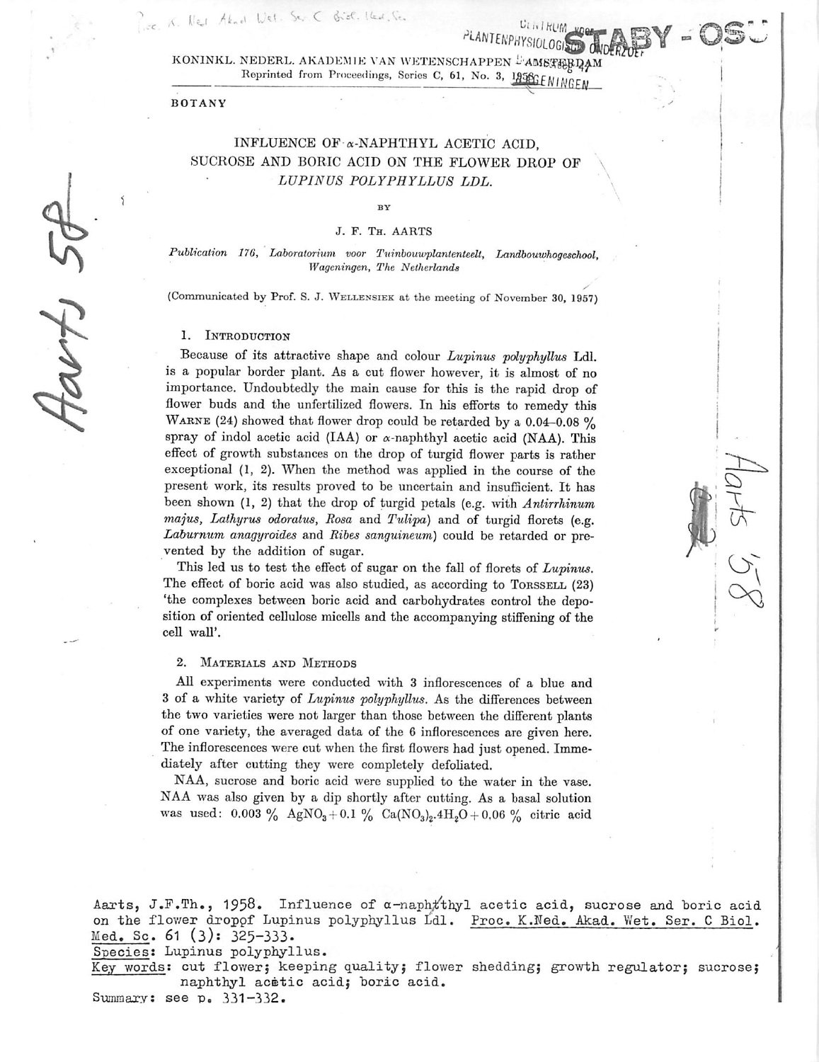KONINKL. NEDERL. AKADEMIE VAN WETENSCHAPPEN – AMSTERDAM
Reprinted from Proceedings, Series C, 61, No. 3, 1958

BOTANY

# INFLUENCE OF α-NAPHTHYL ACETIC ACID, SUCROSE AND BORIC ACID ON THE FLOWER DROP OF *LUPINUS POLYPHYLLUS* LDL.

BY

J. F. TH. AARTS

*Publication 176, Laboratorium voor Tuinbouwplantenteelt, Landbouwhogeschool, Wageningen, The Netherlands*

(Communicated by Prof. S. J. WELLENSIEK at the meeting of November 30, 1957)

## 1. Introduction

Because of its attractive shape and colour *Lupinus polyphyllus* Ldl. is a popular border plant. As a cut flower however, it is almost of no importance. Undoubtedly the main cause for this is the rapid drop of flower buds and the unfertilized flowers. In his efforts to remedy this WARNE (24) showed that flower drop could be retarded by a 0.04–0.08 % spray of indol acetic acid (IAA) or α-naphthyl acetic acid (NAA). This effect of growth substances on the drop of turgid flower parts is rather exceptional (1, 2). When the method was applied in the course of the present work, its results proved to be uncertain and insufficient. It has been shown (1, 2) that the drop of turgid petals (e.g. with *Antirrhinum majus*, *Lathyrus odoratus*, *Rosa* and *Tulipa*) and of turgid florets (e.g. *Laburnum anagyroides* and *Ribes sanguineum*) could be retarded or prevented by the addition of sugar.

This led us to test the effect of sugar on the fall of florets of *Lupinus*. The effect of boric acid was also studied, as according to TORSSELL (23) 'the complexes between boric acid and carbohydrates control the deposition of oriented cellulose micells and the accompanying stiffening of the cell wall'.

## 2. Materials and Methods

All experiments were conducted with 3 inflorescences of a blue and 3 of a white variety of *Lupinus polyphyllus*. As the differences between the two varieties were not larger than those between the different plants of one variety, the averaged data of the 6 inflorescences are given here. The inflorescences were cut when the first flowers had just opened. Immediately after cutting they were completely defoliated.

NAA, sucrose and boric acid were supplied to the water in the vase. NAA was also given by a dip shortly after cutting. As a basal solution was used: 0.003 % $AgNO_3$ + 0.1 % $Ca(NO_3)_2.4H_2O$ + 0.06 % citric acid

Aarts, J.F.Th., 1958. Influence of α-naphthyl acetic acid, sucrose and boric acid on the flower drop of Lupinus polyphyllus Ldl. Proc. K.Ned. Akad. Wet. Ser. C Biol. Med. Sc. 61 (3): 325-333.
Species: Lupinus polyphyllus.
Key words: cut flower; keeping quality; flower shedding; growth regulator; sucrose; naphthyl acetic acid; boric acid.
Summary: see p. 331-332.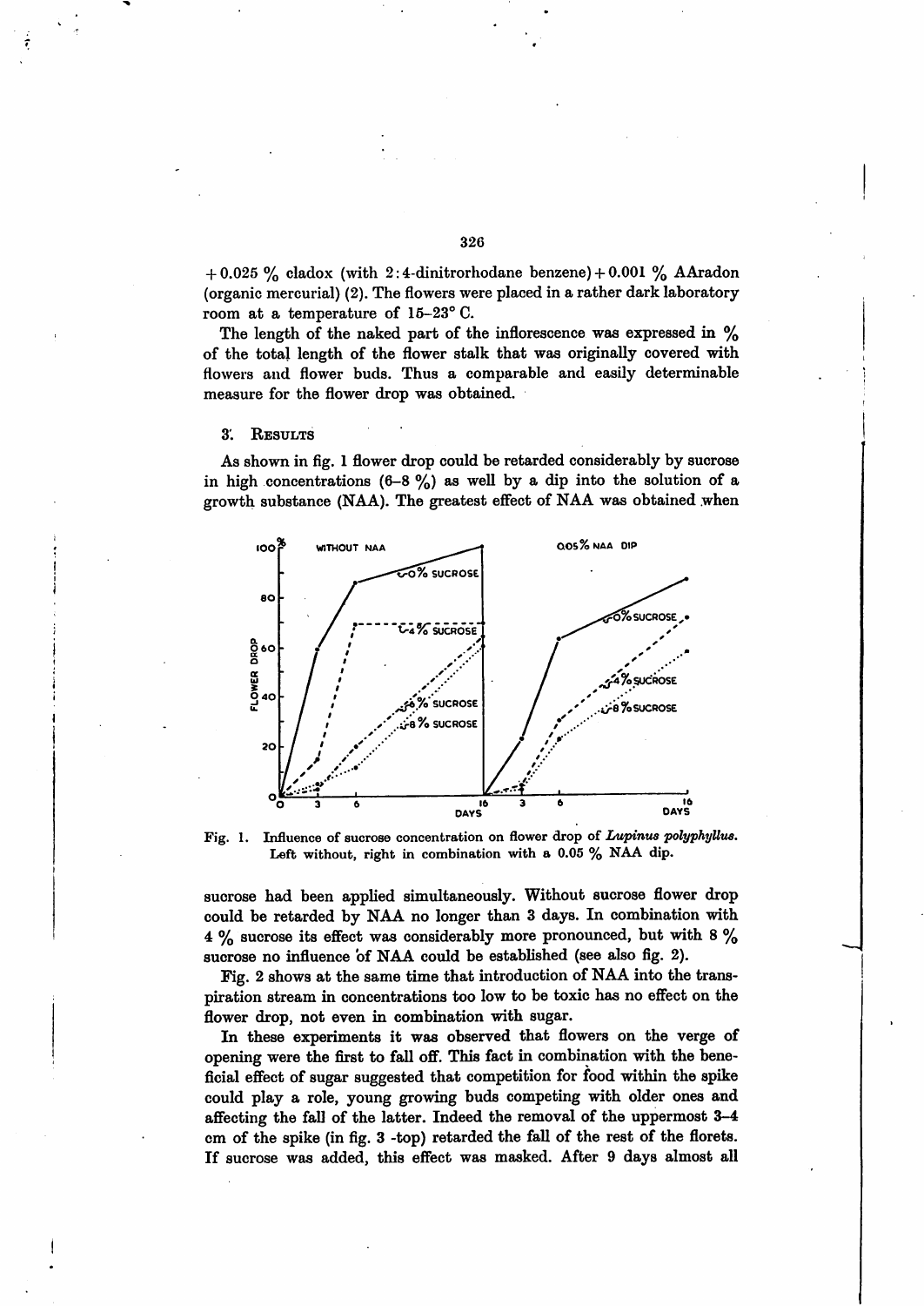+ 0.025 % cladox (with 2:4-dinitrorhodane benzene) + 0.001 % AAradon (organic mercurial) (2). The flowers were placed in a rather dark laboratory room at a temperature of 15–23° C.

The length of the naked part of the inflorescence was expressed in % of the total length of the flower stalk that was originally covered with flowers and flower buds. Thus a comparable and easily determinable measure for the flower drop was obtained.

## 3. Results

As shown in fig. 1 flower drop could be retarded considerably by sucrose in high concentrations (6–8 %) as well by a dip into the solution of a growth substance (NAA). The greatest effect of NAA was obtained when

Fig. 1. Influence of sucrose concentration on flower drop of *Lupinus polyphyllus*. Left without, right in combination with a 0.05 % NAA dip.

sucrose had been applied simultaneously. Without sucrose flower drop could be retarded by NAA no longer than 3 days. In combination with 4 % sucrose its effect was considerably more pronounced, but with 8 % sucrose no influence of NAA could be established (see also fig. 2).

Fig. 2 shows at the same time that introduction of NAA into the transpiration stream in concentrations too low to be toxic has no effect on the flower drop, not even in combination with sugar.

In these experiments it was observed that flowers on the verge of opening were the first to fall off. This fact in combination with the beneficial effect of sugar suggested that competition for food within the spike could play a role, young growing buds competing with older ones and affecting the fall of the latter. Indeed the removal of the uppermost 3–4 cm of the spike (in fig. 3 -top) retarded the fall of the rest of the florets. If sucrose was added, this effect was masked. After 9 days almost all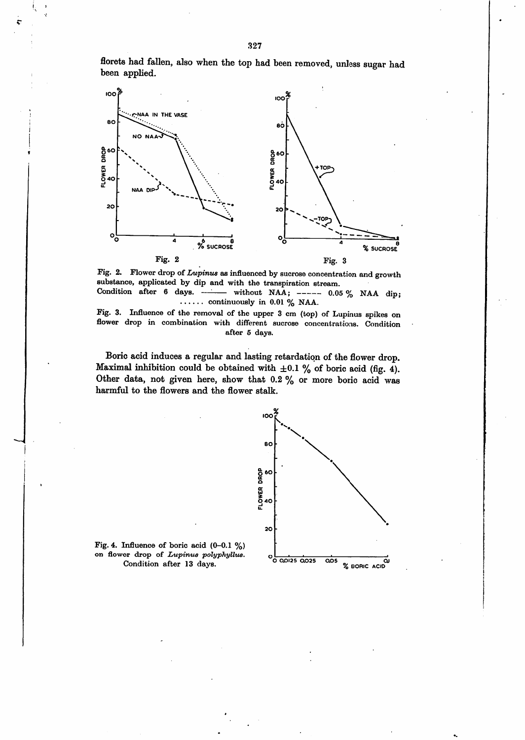florets had fallen, also when the top had been removed, unless sugar had been applied.

Fig. 2

Fig. 3

Fig. 2. Flower drop of *Lupinus* as influenced by sucrose concentration and growth substance, applicated by dip and with the transpiration stream. Condition after 6 days. ——— without NAA; ----- 0.05 % NAA dip; ...... continuously in 0.01 % NAA.

Fig. 3. Influence of the removal of the upper 3 cm (top) of Lupinus spikes on flower drop in combination with different sucrose concentrations. Condition after 5 days.

Boric acid induces a regular and lasting retardation of the flower drop. Maximal inhibition could be obtained with ±0.1 % of boric acid (fig. 4). Other data, not given here, show that 0.2 % or more boric acid was harmful to the flowers and the flower stalk.

Fig. 4. Influence of boric acid (0–0.1 %) on flower drop of *Lupinus polyphyllus*. Condition after 13 days.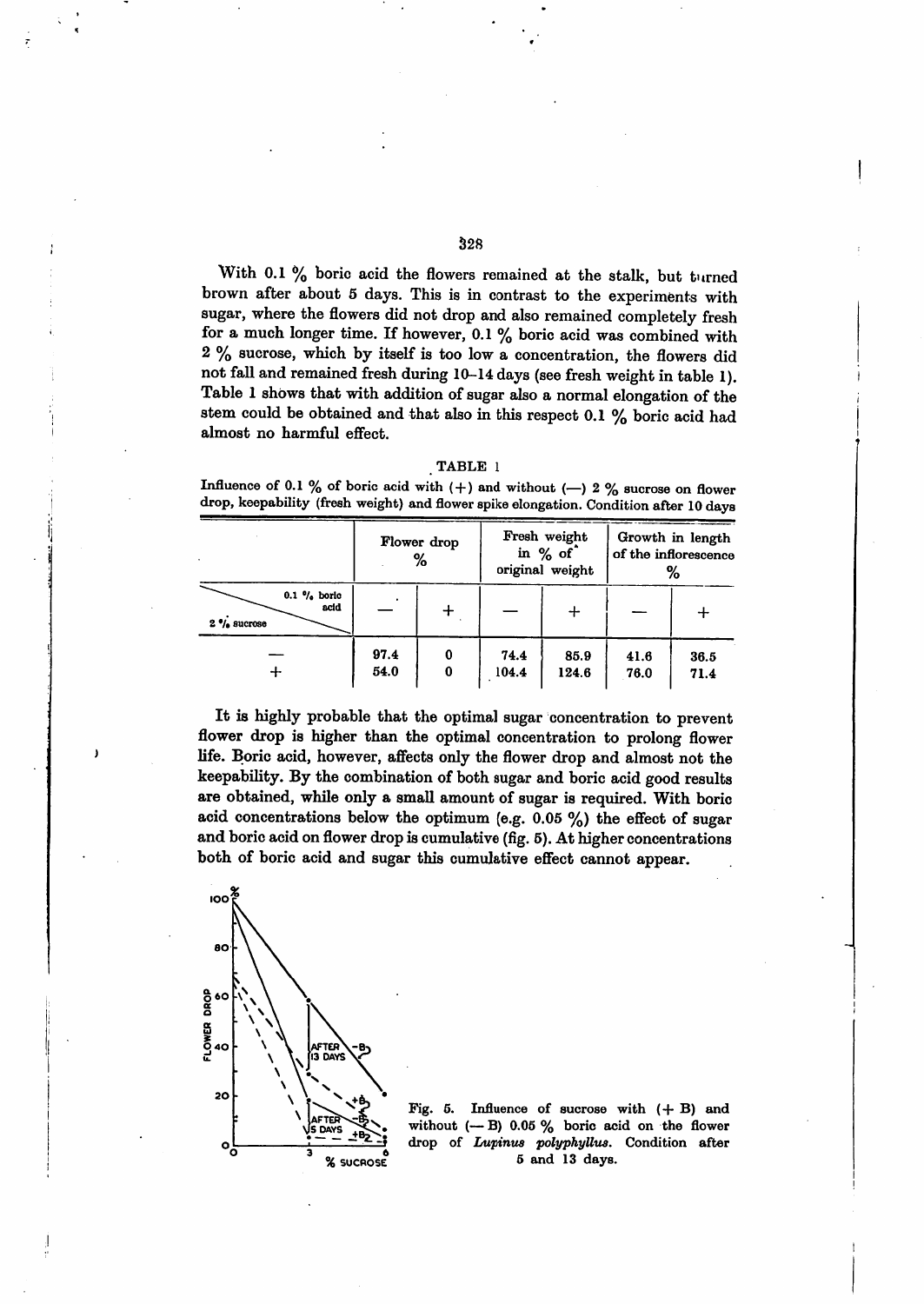With 0.1 % boric acid the flowers remained at the stalk, but turned brown after about 5 days. This is in contrast to the experiments with sugar, where the flowers did not drop and also remained completely fresh for a much longer time. If however, 0.1 % boric acid was combined with 2 % sucrose, which by itself is too low a concentration, the flowers did not fall and remained fresh during 10–14 days (see fresh weight in table 1). Table 1 shows that with addition of sugar also a normal elongation of the stem could be obtained and that also in this respect 0.1 % boric acid had almost no harmful effect.

TABLE 1

Influence of 0.1 % of boric acid with (+) and without (—) 2 % sucrose on flower drop, keepability (fresh weight) and flower spike elongation. Condition after 10 days

| | Flower drop % | | Fresh weight in % of original weight | | Growth in length of the inflorescence % | |
|---|---|---|---|---|---|---|
| 0.1 % boric acid / 2 % sucrose | — | + | — | + | — | + |
| — | 97.4 | 0 | 74.4 | 85.9 | 41.6 | 36.5 |
| + | 54.0 | 0 | 104.4 | 124.6 | 76.0 | 71.4 |

It is highly probable that the optimal sugar concentration to prevent flower drop is higher than the optimal concentration to prolong flower life. Boric acid, however, affects only the flower drop and almost not the keepability. By the combination of both sugar and boric acid good results are obtained, while only a small amount of sugar is required. With boric acid concentrations below the optimum (e.g. 0.05 %) the effect of sugar and boric acid on flower drop is cumulative (fig. 5). At higher concentrations both of boric acid and sugar this cumulative effect cannot appear.

Fig. 5. Influence of sucrose with (+ B) and without (— B) 0.05 % boric acid on the flower drop of *Lupinus polyphyllus*. Condition after 5 and 13 days.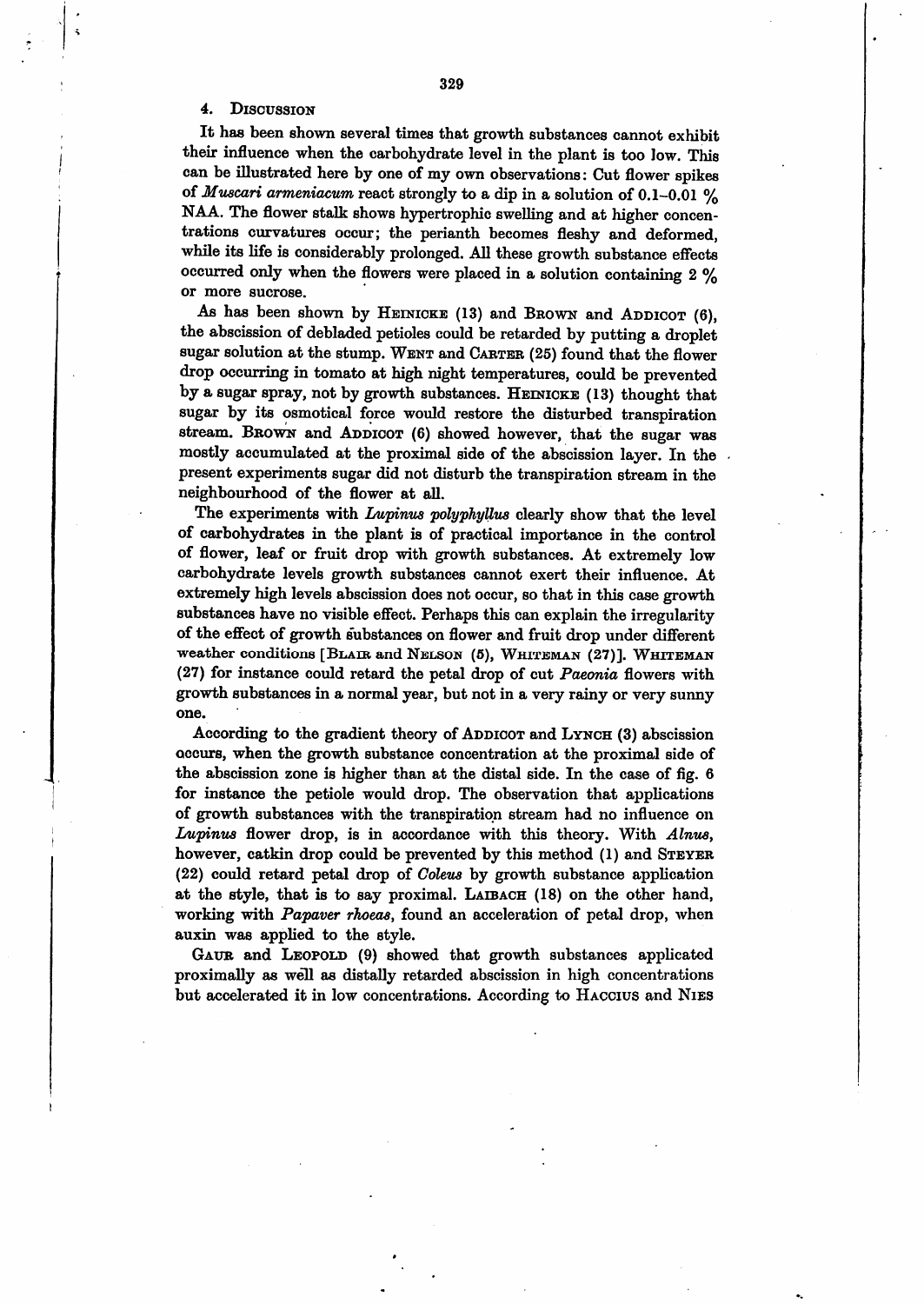## 4. Discussion

It has been shown several times that growth substances cannot exhibit their influence when the carbohydrate level in the plant is too low. This can be illustrated here by one of my own observations: Cut flower spikes of *Muscari armeniacum* react strongly to a dip in a solution of 0.1–0.01 % NAA. The flower stalk shows hypertrophic swelling and at higher concentrations curvatures occur; the perianth becomes fleshy and deformed, while its life is considerably prolonged. All these growth substance effects occurred only when the flowers were placed in a solution containing 2 % or more sucrose.

As has been shown by Heinicke (13) and Brown and Addicot (6), the abscission of debladed petioles could be retarded by putting a droplet sugar solution at the stump. Went and Carter (25) found that the flower drop occurring in tomato at high night temperatures, could be prevented by a sugar spray, not by growth substances. Heinicke (13) thought that sugar by its osmotical force would restore the disturbed transpiration stream. Brown and Addicot (6) showed however, that the sugar was mostly accumulated at the proximal side of the abscission layer. In the present experiments sugar did not disturb the transpiration stream in the neighbourhood of the flower at all.

The experiments with *Lupinus polyphyllus* clearly show that the level of carbohydrates in the plant is of practical importance in the control of flower, leaf or fruit drop with growth substances. At extremely low carbohydrate levels growth substances cannot exert their influence. At extremely high levels abscission does not occur, so that in this case growth substances have no visible effect. Perhaps this can explain the irregularity of the effect of growth substances on flower and fruit drop under different weather conditions [Blair and Nelson (5), Whiteman (27)]. Whiteman (27) for instance could retard the petal drop of cut *Paeonia* flowers with growth substances in a normal year, but not in a very rainy or very sunny one.

According to the gradient theory of Addicot and Lynch (3) abscission occurs, when the growth substance concentration at the proximal side of the abscission zone is higher than at the distal side. In the case of fig. 6 for instance the petiole would drop. The observation that applications of growth substances with the transpiration stream had no influence on *Lupinus* flower drop, is in accordance with this theory. With *Alnus*, however, catkin drop could be prevented by this method (1) and Steyer (22) could retard petal drop of *Coleus* by growth substance application at the style, that is to say proximal. Laibach (18) on the other hand, working with *Papaver rhoeas*, found an acceleration of petal drop, when auxin was applied to the style.

Gaur and Leopold (9) showed that growth substances applicated proximally as well as distally retarded abscission in high concentrations but accelerated it in low concentrations. According to Haccius and Nies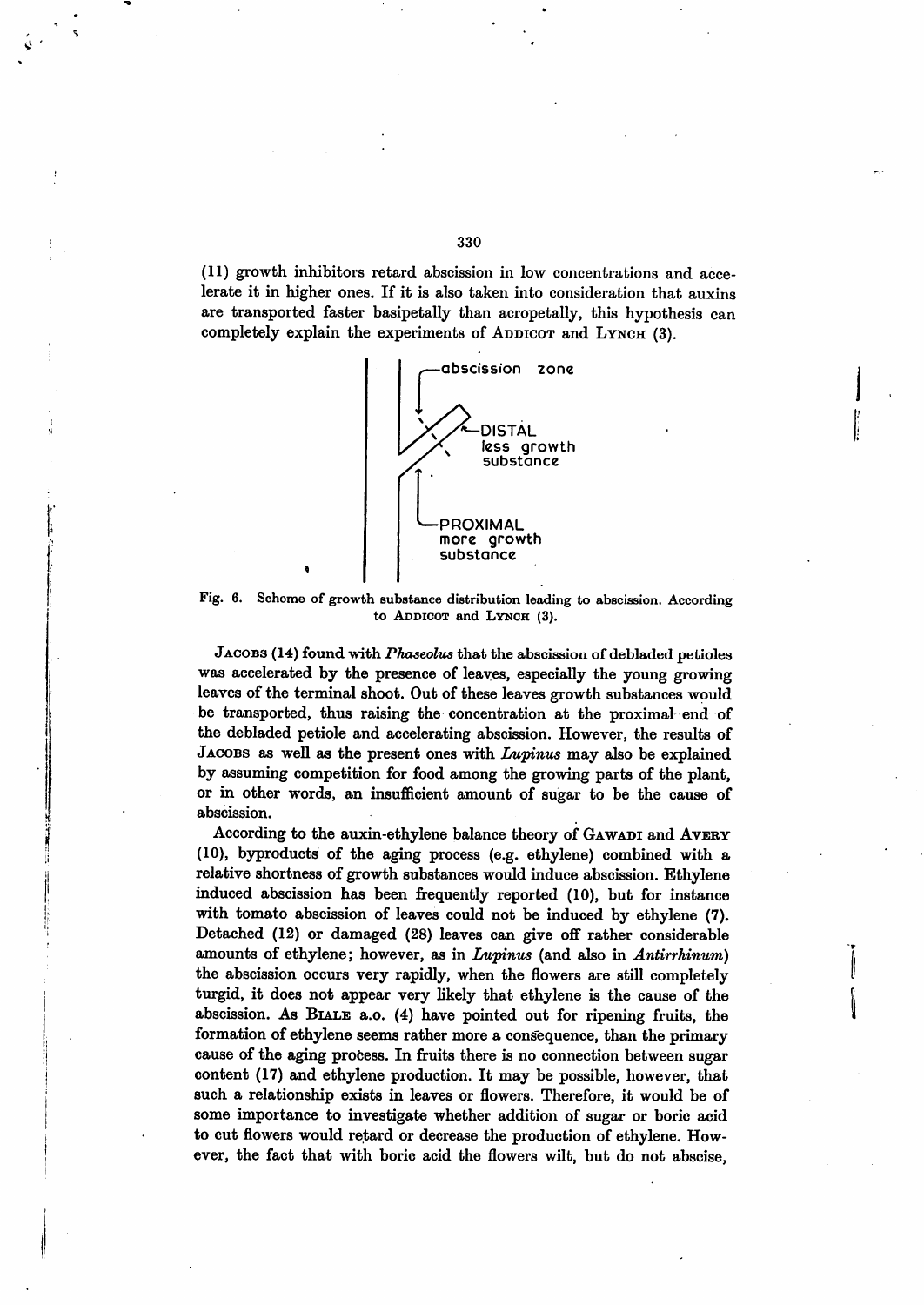(11) growth inhibitors retard abscission in low concentrations and accelerate it in higher ones. If it is also taken into consideration that auxins are transported faster basipetally than acropetally, this hypothesis can completely explain the experiments of ADDICOT and LYNCH (3).

Fig. 6. Scheme of growth substance distribution leading to abscission. According to ADDICOT and LYNCH (3).

JACOBS (14) found with *Phaseolus* that the abscission of debladed petioles was accelerated by the presence of leaves, especially the young growing leaves of the terminal shoot. Out of these leaves growth substances would be transported, thus raising the concentration at the proximal end of the debladed petiole and accelerating abscission. However, the results of JACOBS as well as the present ones with *Lupinus* may also be explained by assuming competition for food among the growing parts of the plant, or in other words, an insufficient amount of sugar to be the cause of abscission.

According to the auxin-ethylene balance theory of GAWADI and AVERY (10), byproducts of the aging process (e.g. ethylene) combined with a relative shortness of growth substances would induce abscission. Ethylene induced abscission has been frequently reported (10), but for instance with tomato abscission of leaves could not be induced by ethylene (7). Detached (12) or damaged (28) leaves can give off rather considerable amounts of ethylene; however, as in *Lupinus* (and also in *Antirrhinum*) the abscission occurs very rapidly, when the flowers are still completely turgid, it does not appear very likely that ethylene is the cause of the abscission. As BIALE a.o. (4) have pointed out for ripening fruits, the formation of ethylene seems rather more a consequence, than the primary cause of the aging process. In fruits there is no connection between sugar content (17) and ethylene production. It may be possible, however, that such a relationship exists in leaves or flowers. Therefore, it would be of some importance to investigate whether addition of sugar or boric acid to cut flowers would retard or decrease the production of ethylene. However, the fact that with boric acid the flowers wilt, but do not abscise,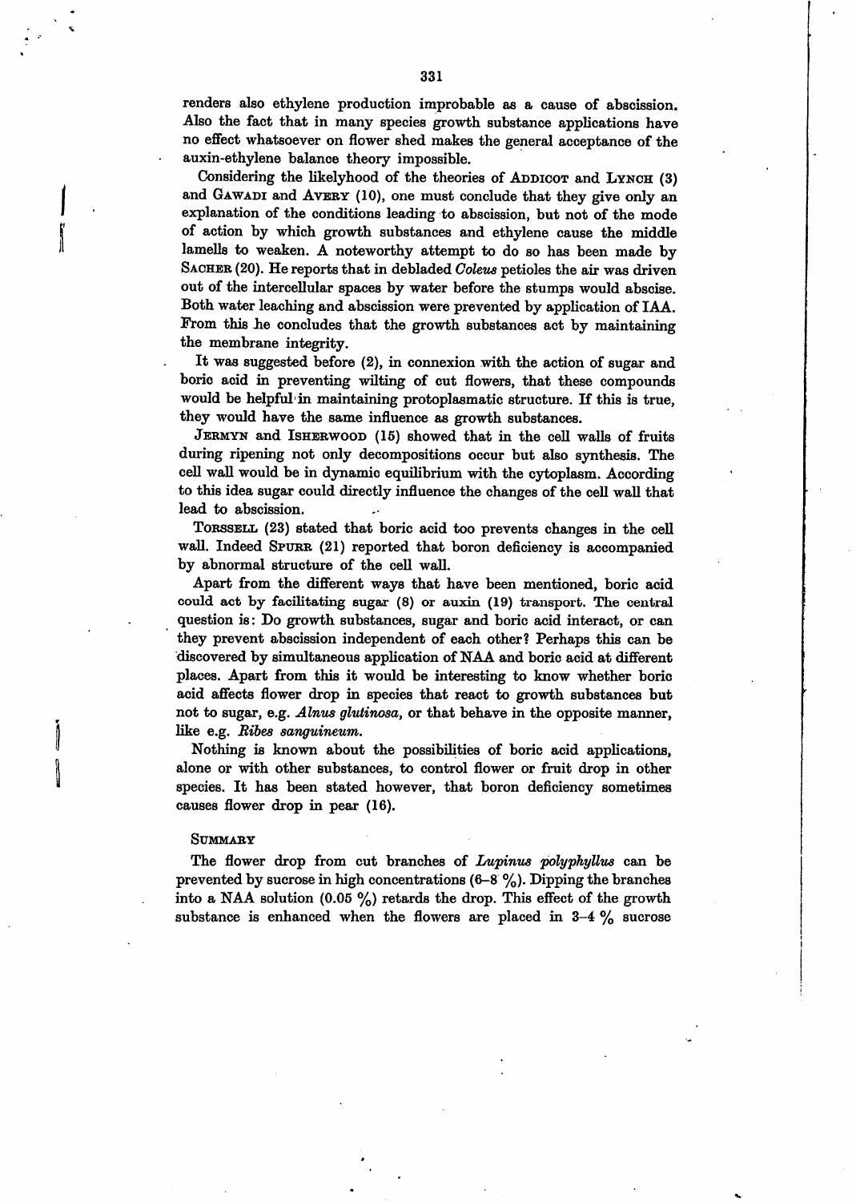renders also ethylene production improbable as a cause of abscission. Also the fact that in many species growth substance applications have no effect whatsoever on flower shed makes the general acceptance of the auxin-ethylene balance theory impossible.

Considering the likelyhood of the theories of ADDICOT and LYNCH (3) and GAWADI and AVERY (10), one must conclude that they give only an explanation of the conditions leading to abscission, but not of the mode of action by which growth substances and ethylene cause the middle lamells to weaken. A noteworthy attempt to do so has been made by SACHER (20). He reports that in debladed *Coleus* petioles the air was driven out of the intercellular spaces by water before the stumps would abscise. Both water leaching and abscission were prevented by application of IAA. From this he concludes that the growth substances act by maintaining the membrane integrity.

It was suggested before (2), in connexion with the action of sugar and boric acid in preventing wilting of cut flowers, that these compounds would be helpful in maintaining protoplasmatic structure. If this is true, they would have the same influence as growth substances.

JERMYN and ISHERWOOD (15) showed that in the cell walls of fruits during ripening not only decompositions occur but also synthesis. The cell wall would be in dynamic equilibrium with the cytoplasm. According to this idea sugar could directly influence the changes of the cell wall that lead to abscission.

TORSSELL (23) stated that boric acid too prevents changes in the cell wall. Indeed SPURR (21) reported that boron deficiency is accompanied by abnormal structure of the cell wall.

Apart from the different ways that have been mentioned, boric acid could act by facilitating sugar (8) or auxin (19) transport. The central question is: Do growth substances, sugar and boric acid interact, or can they prevent abscission independent of each other? Perhaps this can be discovered by simultaneous application of NAA and boric acid at different places. Apart from this it would be interesting to know whether boric acid affects flower drop in species that react to growth substances but not to sugar, e.g. *Alnus glutinosa*, or that behave in the opposite manner, like e.g. *Ribes sanguineum*.

Nothing is known about the possibilities of boric acid applications, alone or with other substances, to control flower or fruit drop in other species. It has been stated however, that boron deficiency sometimes causes flower drop in pear (16).

## SUMMARY

The flower drop from cut branches of *Lupinus polyphyllus* can be prevented by sucrose in high concentrations (6–8 %). Dipping the branches into a NAA solution (0.05 %) retards the drop. This effect of the growth substance is enhanced when the flowers are placed in 3–4 % sucrose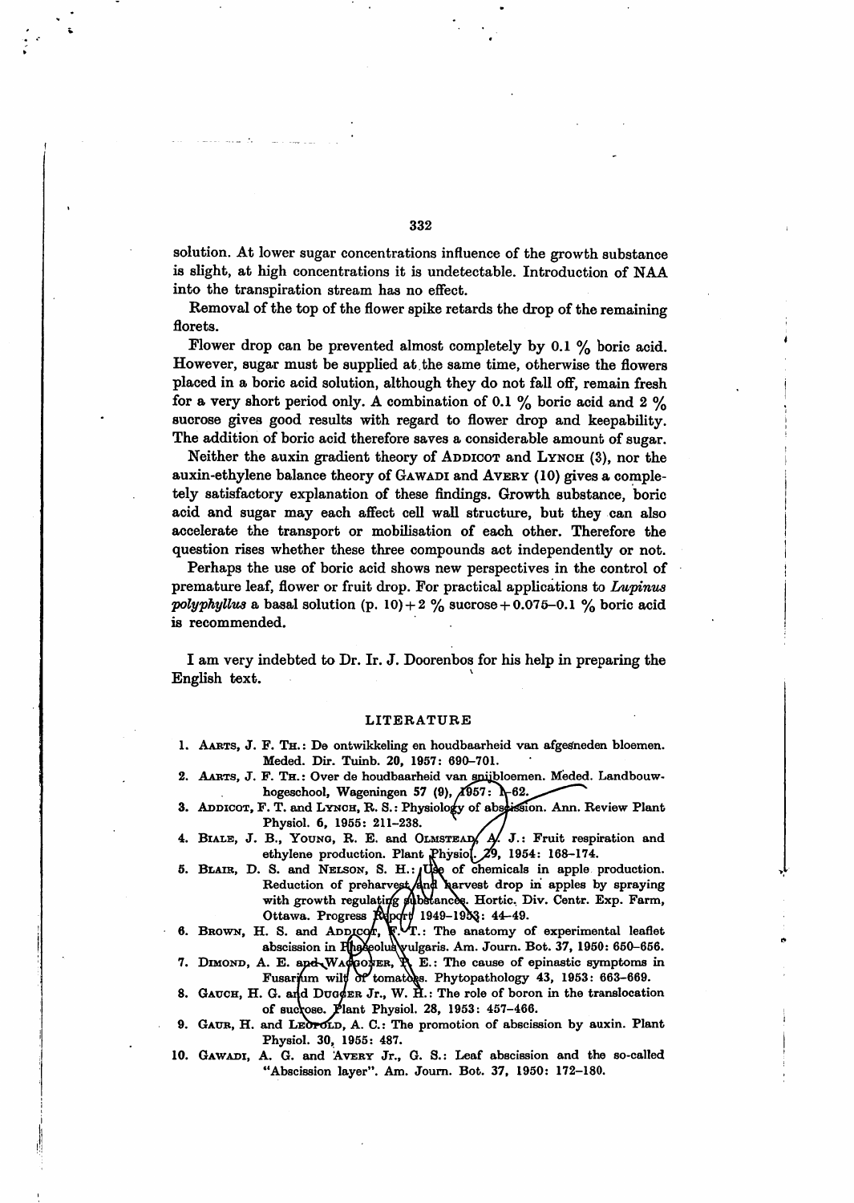solution. At lower sugar concentrations influence of the growth substance is slight, at high concentrations it is undetectable. Introduction of NAA into the transpiration stream has no effect.

Removal of the top of the flower spike retards the drop of the remaining florets.

Flower drop can be prevented almost completely by 0.1 % boric acid. However, sugar must be supplied at the same time, otherwise the flowers placed in a boric acid solution, although they do not fall off, remain fresh for a very short period only. A combination of 0.1 % boric acid and 2 % sucrose gives good results with regard to flower drop and keepability. The addition of boric acid therefore saves a considerable amount of sugar.

Neither the auxin gradient theory of ADDICOT and LYNCH (3), nor the auxin-ethylene balance theory of GAWADI and AVERY (10) gives a completely satisfactory explanation of these findings. Growth substance, boric acid and sugar may each affect cell wall structure, but they can also accelerate the transport or mobilisation of each other. Therefore the question rises whether these three compounds act independently or not.

Perhaps the use of boric acid shows new perspectives in the control of premature leaf, flower or fruit drop. For practical applications to *Lupinus polyphyllus* a basal solution (p. 10) + 2 % sucrose + 0.075–0.1 % boric acid is recommended.

I am very indebted to Dr. Ir. J. Doorenbos for his help in preparing the English text.

## LITERATURE

1. AARTS, J. F. TH.: De ontwikkeling en houdbaarheid van afgesneden bloemen. Meded. Dir. Tuinb. 20, 1957: 690–701.
2. AARTS, J. F. TH.: Over de houdbaarheid van snijbloemen. Meded. Landbouwhogeschool, Wageningen 57 (9), 1957: 1–62.
3. ADDICOT, F. T. and LYNCH, R. S.: Physiology of abscission. Ann. Review Plant Physiol. 6, 1955: 211–238.
4. BIALE, J. B., YOUNG, R. E. and OLMSTEAD, A. J.: Fruit respiration and ethylene production. Plant Physiol. 29, 1954: 168–174.
5. BLAIR, D. S. and NELSON, S. H.: Use of chemicals in apple production. Reduction of preharvest and harvest drop in apples by spraying with growth regulating substances. Hortic. Div. Centr. Exp. Farm, Ottawa. Progress Report 1949–1953: 44–49.
6. BROWN, H. S. and ADDICOT, F. T.: The anatomy of experimental leaflet abscission in Phaseolus vulgaris. Am. Journ. Bot. 37, 1950: 650–656.
7. DIMOND, A. E. and WAGGONER, P. E.: The cause of epinastic symptoms in Fusarium wilt of tomatoes. Phytopathology 43, 1953: 663–669.
8. GAUCH, H. G. and DUGGER Jr., W. H.: The role of boron in the translocation of sucrose. Plant Physiol. 28, 1953: 457–466.
9. GAUR, H. and LEOPOLD, A. C.: The promotion of abscission by auxin. Plant Physiol. 30, 1955: 487.
10. GAWADI, A. G. and AVERY Jr., G. S.: Leaf abscission and the so-called "Abscission layer". Am. Journ. Bot. 37, 1950: 172–180.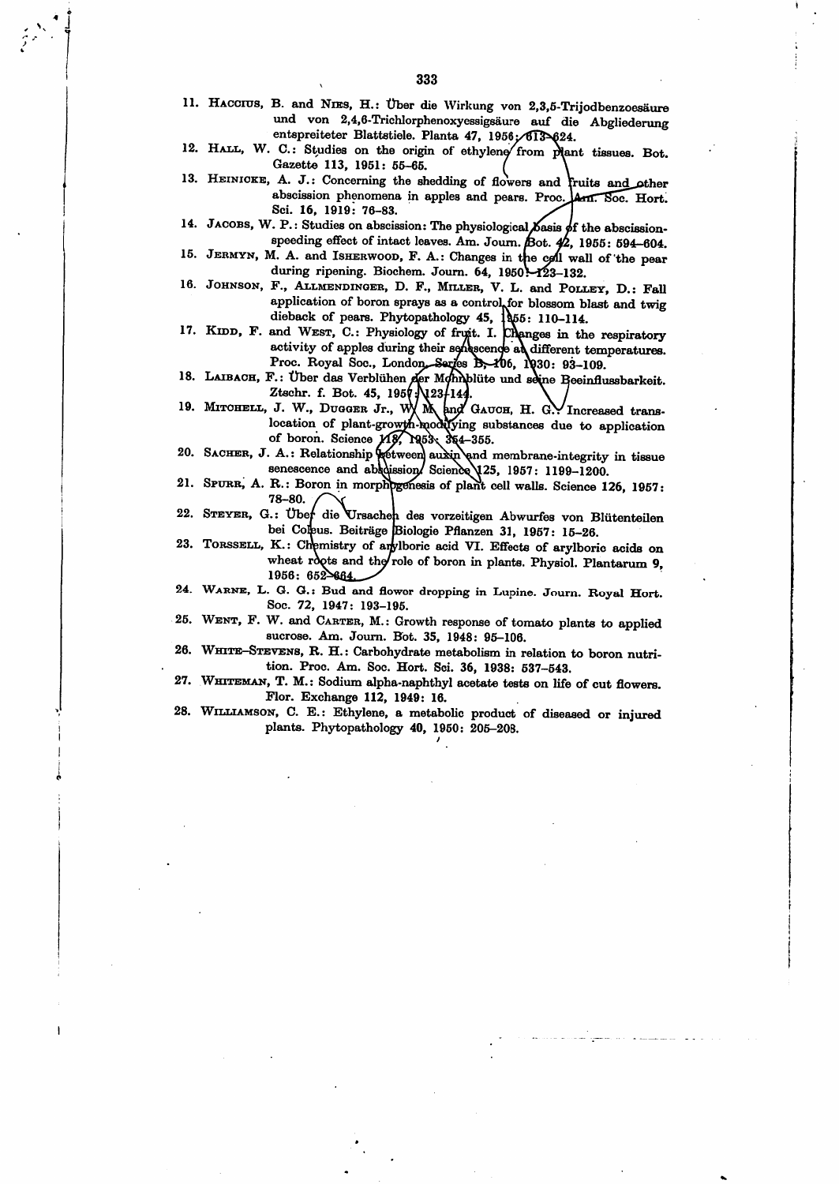11. Haccius, B. and Nies, H.: Über die Wirkung von 2,3,5-Trijodbenzoesäure und von 2,4,6-Trichlorphenoxyessigsäure auf die Abgliederung entspreiteter Blattstiele. Planta 47, 1956: 613–624.
12. Hall, W. C.: Studies on the origin of ethylene from plant tissues. Bot. Gazette 113, 1951: 55–65.
13. Heinicke, A. J.: Concerning the shedding of flowers and fruits and other abscission phenomena in apples and pears. Proc. Am. Soc. Hort. Sci. 16, 1919: 76–83.
14. Jacobs, W. P.: Studies on abscission: The physiological basis of the abscission-speeding effect of intact leaves. Am. Journ. Bot. 42, 1955: 594–604.
15. Jermyn, M. A. and Isherwood, F. A.: Changes in the cell wall of the pear during ripening. Biochem. Journ. 64, 1950: 123–132.
16. Johnson, F., Allmendinger, D. F., Miller, V. L. and Polley, D.: Fall application of boron sprays as a control for blossom blast and twig dieback of pears. Phytopathology 45, 1955: 110–114.
17. Kidd, F. and West, C.: Physiology of fruit. I. Changes in the respiratory activity of apples during their senescence at different temperatures. Proc. Royal Soc., London, Series B, 106, 1930: 93–109.
18. Laibach, F.: Über das Verblühen der Mohnblüte und seine Beeinflussbarkeit. Ztschr. f. Bot. 45, 1957: 123–144.
19. Mitchell, J. W., Dugger Jr., W. M. and Gauch, H. G.: Increased translocation of plant-growth-modifying substances due to application of boron. Science 118, 1953: 354–355.
20. Sacher, J. A.: Relationship between auxin and membrane-integrity in tissue senescence and abscission. Science 125, 1957: 1199–1200.
21. Spurr, A. R.: Boron in morphogenesis of plant cell walls. Science 126, 1957: 78–80.
22. Steyer, G.: Über die Ursachen des vorzeitigen Abwurfes von Blütenteilen bei Coleus. Beiträge Biologie Pflanzen 31, 1957: 15–26.
23. Torssell, K.: Chemistry of arylboric acid VI. Effects of arylboric acids on wheat roots and the role of boron in plants. Physiol. Plantarum 9, 1956: 652–664.
24. Warne, L. G. G.: Bud and flower dropping in Lupine. Journ. Royal Hort. Soc. 72, 1947: 193–195.
25. Went, F. W. and Carter, M.: Growth response of tomato plants to applied sucrose. Am. Journ. Bot. 35, 1948: 95–106.
26. White-Stevens, R. H.: Carbohydrate metabolism in relation to boron nutrition. Proc. Am. Soc. Hort. Sci. 36, 1938: 537–543.
27. Whiteman, T. M.: Sodium alpha-naphthyl acetate tests on life of cut flowers. Flor. Exchange 112, 1949: 16.
28. Williamson, C. E.: Ethylene, a metabolic product of diseased or injured plants. Phytopathology 40, 1950: 205–208.